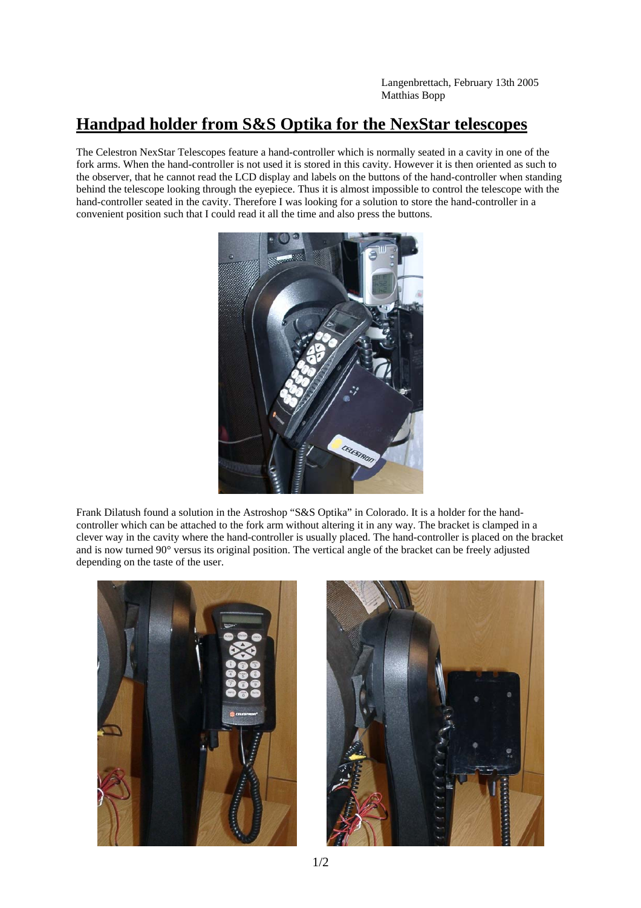Langenbrettach, February 13th 2005
Matthias Bopp

# Handpad holder from S&S Optika for the NexStar telescopes

The Celestron NexStar Telescopes feature a hand-controller which is normally seated in a cavity in one of the fork arms. When the hand-controller is not used it is stored in this cavity. However it is then oriented as such to the observer, that he cannot read the LCD display and labels on the buttons of the hand-controller when standing behind the telescope looking through the eyepiece. Thus it is almost impossible to control the telescope with the hand-controller seated in the cavity. Therefore I was looking for a solution to store the hand-controller in a convenient position such that I could read it all the time and also press the buttons.

Frank Dilatush found a solution in the Astroshop "S&S Optika" in Colorado. It is a holder for the hand-controller which can be attached to the fork arm without altering it in any way. The bracket is clamped in a clever way in the cavity where the hand-controller is usually placed. The hand-controller is placed on the bracket and is now turned 90° versus its original position. The vertical angle of the bracket can be freely adjusted depending on the taste of the user.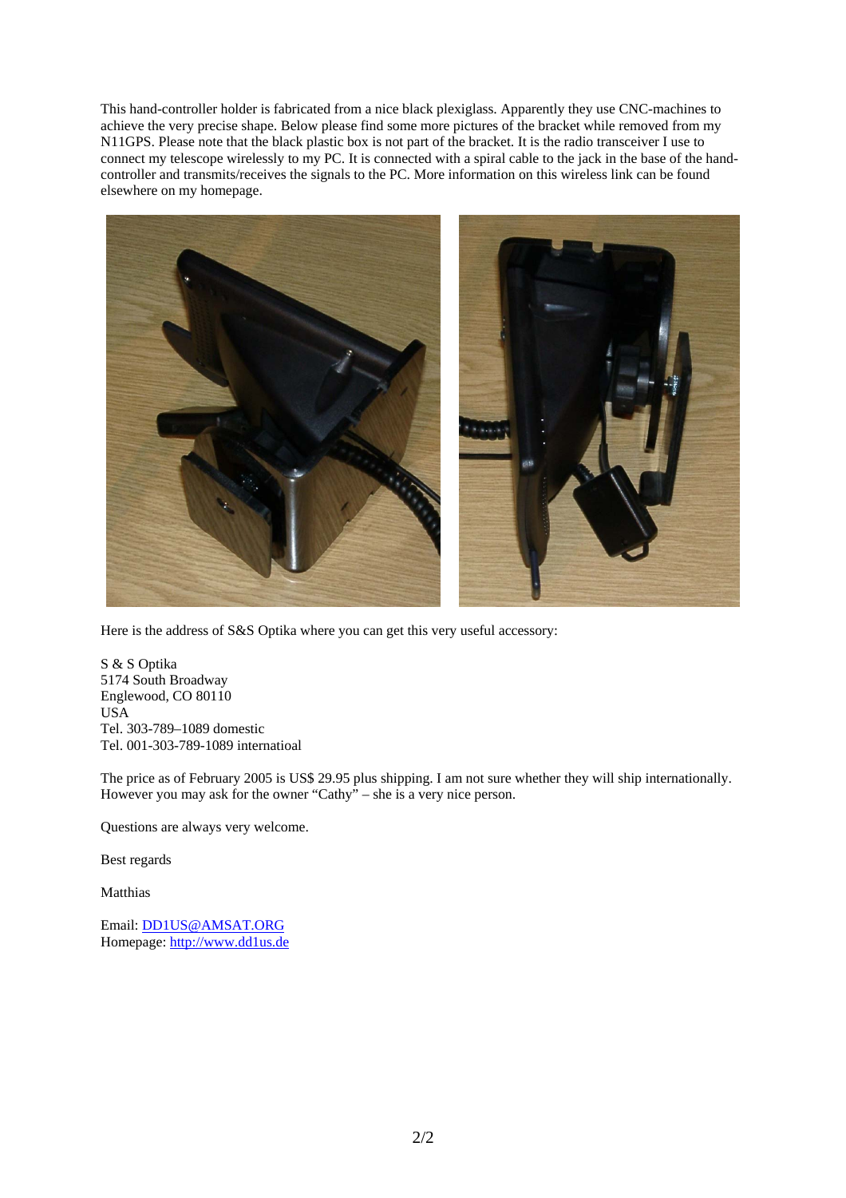This hand-controller holder is fabricated from a nice black plexiglass. Apparently they use CNC-machines to achieve the very precise shape. Below please find some more pictures of the bracket while removed from my N11GPS. Please note that the black plastic box is not part of the bracket. It is the radio transceiver I use to connect my telescope wirelessly to my PC. It is connected with a spiral cable to the jack in the base of the hand-controller and transmits/receives the signals to the PC. More information on this wireless link can be found elsewhere on my homepage.

Here is the address of S&S Optika where you can get this very useful accessory:

S & S Optika  
5174 South Broadway  
Englewood, CO 80110  
USA  
Tel. 303-789–1089 domestic  
Tel. 001-303-789-1089 internatioal

The price as of February 2005 is US$ 29.95 plus shipping. I am not sure whether they will ship internationally. However you may ask for the owner "Cathy" – she is a very nice person.

Questions are always very welcome.

Best regards

Matthias

Email: DD1US@AMSAT.ORG  
Homepage: http://www.dd1us.de